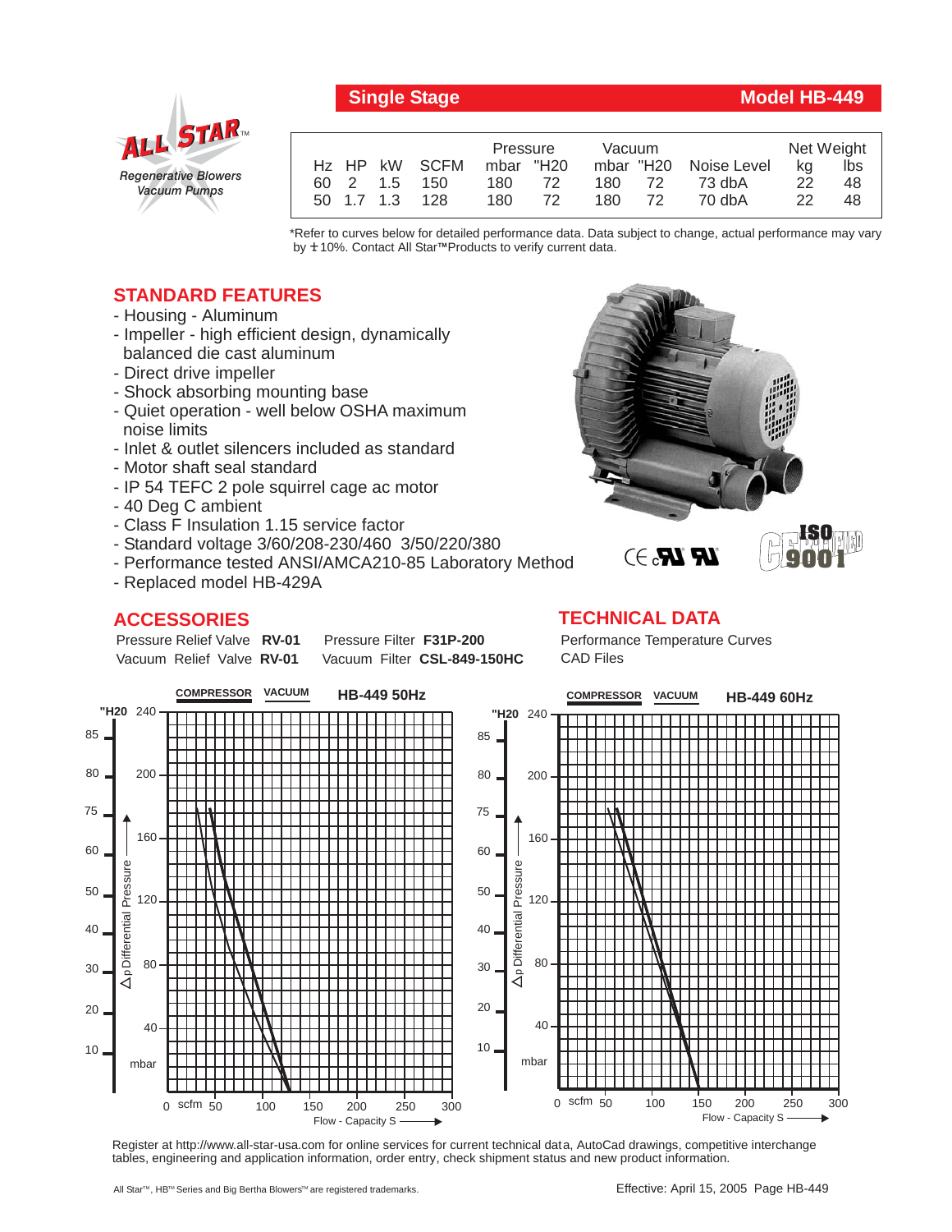# Single Stage — Model HB-449

ALL STAR™
*Regenerative Blowers*
*Vacuum Pumps*

| Hz | HP | kW | SCFM | Pressure mbar | Pressure "H20 | Vacuum mbar | Vacuum "H20 | Noise Level | Net Weight kg | Net Weight lbs |
|---|---|---|---|---|---|---|---|---|---|---|
| 60 | 2 | 1.5 | 150 | 180 | 72 | 180 | 72 | 73 dbA | 22 | 48 |
| 50 | 1.7 | 1.3 | 128 | 180 | 72 | 180 | 72 | 70 dbA | 22 | 48 |

*Refer to curves below for detailed performance data. Data subject to change, actual performance may vary by ±10%. Contact All Star™ Products to verify current data.

## STANDARD FEATURES

- Housing - Aluminum
- Impeller - high efficient design, dynamically balanced die cast aluminum
- Direct drive impeller
- Shock absorbing mounting base
- Quiet operation - well below OSHA maximum noise limits
- Inlet & outlet silencers included as standard
- Motor shaft seal standard
- IP 54 TEFC 2 pole squirrel cage ac motor
- 40 Deg C ambient
- Class F Insulation 1.15 service factor
- Standard voltage 3/60/208-230/460 3/50/220/380
- Performance tested ANSI/AMCA210-85 Laboratory Method
- Replaced model HB-429A

## ACCESSORIES

Pressure Relief Valve **RV-01**    Pressure Filter **F31P-200**
Vacuum Relief Valve **RV-01**    Vacuum Filter **CSL-849-150HC**

## TECHNICAL DATA

Performance Temperature Curves
CAD Files

**COMPRESSOR** **VACUUM** **HB-449 50Hz**

**COMPRESSOR** **VACUUM** **HB-449 60Hz**

Register at http://www.all-star-usa.com for online services for current technical data, AutoCad drawings, competitive interchange tables, engineering and application information, order entry, check shipment status and new product information.

All Star™, HB™ Series and Big Bertha Blowers™ are registered trademarks.

Effective: April 15, 2005 Page HB-449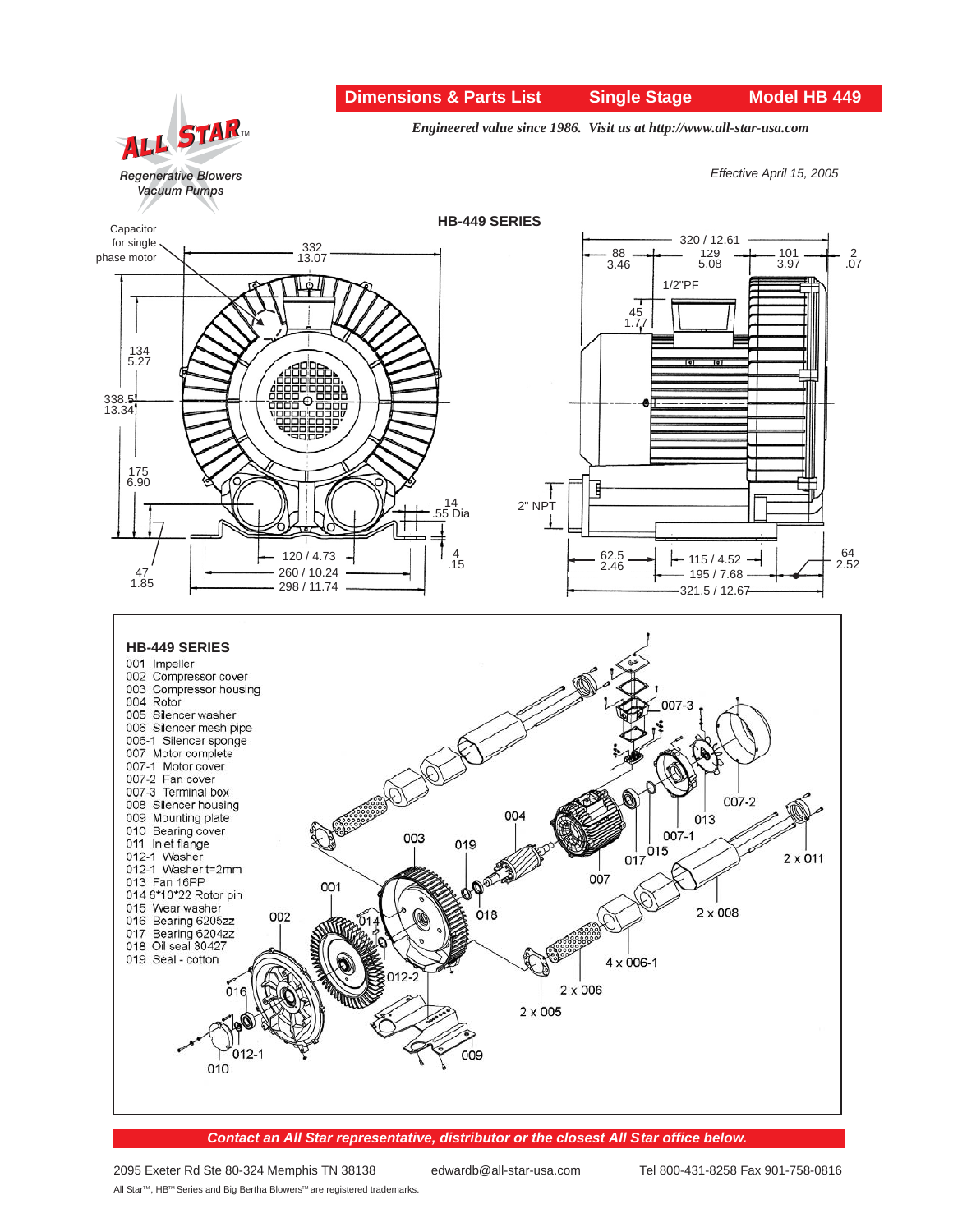## Dimensions & Parts List — Single Stage — Model HB 449

ALL STAR™
*Regenerative Blowers*
*Vacuum Pumps*

***Engineered value since 1986. Visit us at http://www.all-star-usa.com***

*Effective April 15, 2005*

### HB-449 SERIES

Capacitor for single phase motor

332
13.07

134
5.27

338.5
13.34

175
6.90

47
1.85

14
.55 Dia

4
.15

120 / 4.73
260 / 10.24
298 / 11.74

320 / 12.61
88
3.46
129
5.08
101
3.97
2
.07

1/2"PF

45
1.77

2" NPT

62.5
2.46

115 / 4.52
195 / 7.68
321.5 / 12.67

64
2.52

### HB-449 SERIES

- 001 Impeller
- 002 Compressor cover
- 003 Compressor housing
- 004 Rotor
- 005 Silencer washer
- 006 Silencer mesh pipe
- 006-1 Silencer sponge
- 007 Motor complete
- 007-1 Motor cover
- 007-2 Fan cover
- 007-3 Terminal box
- 008 Silencer housing
- 009 Mounting plate
- 010 Bearing cover
- 011 Inlet flange
- 012-1 Washer
- 012-1 Washer t=2mm
- 013 Fan 16PP
- 014 6*10*22 Rotor pin
- 015 Wear washer
- 016 Bearing 6205zz
- 017 Bearing 6204zz
- 018 Oil seal 30427
- 019 Seal - cotton

007-3
007-2
013
004
007-1
003
019
015
017
2 x 011
007
001
018
2 x 008
002
014
4 x 006-1
012-2
016
2 x 006
2 x 005
012-1
009
010

***Contact an All Star representative, distributor or the closest All Star office below.***

2095 Exeter Rd Ste 80-324 Memphis TN 38138    edwardb@all-star-usa.com    Tel 800-431-8258 Fax 901-758-0816

All Star™, HB™ Series and Big Bertha Blowers™ are registered trademarks.